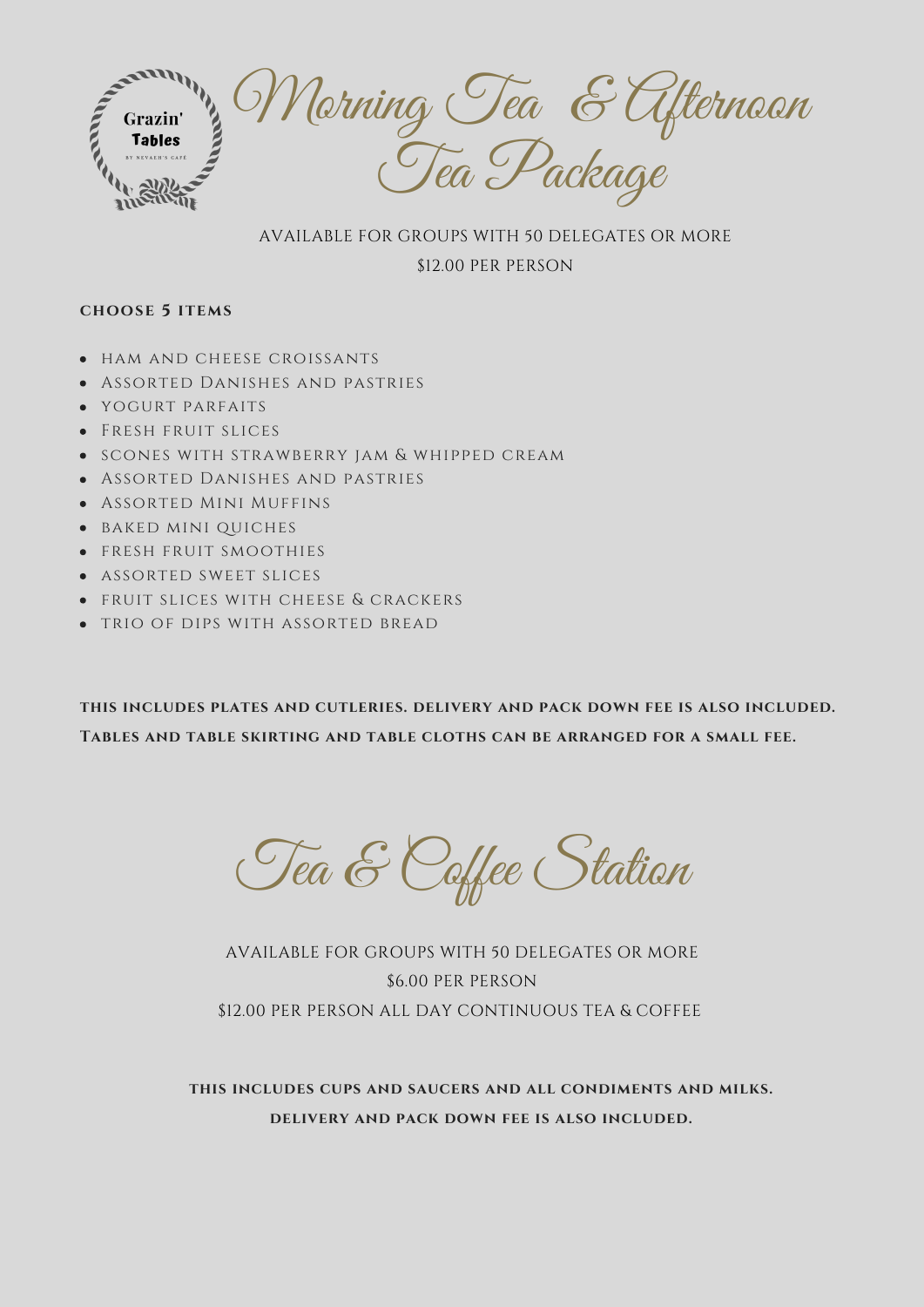Grazin' Tables

BY NEVAEH'S CAFÉ

# Morning Tea & Afternoon Tea Package

AVAILABLE FOR GROUPS WITH 50 DELEGATES OR MORE

$12.00 PER PERSON

**CHOOSE 5 ITEMS**

- HAM AND CHEESE CROISSANTS
- Assorted Danishes and pastries
- YOGURT PARFAITS
- Fresh fruit slices
- SCONES WITH STRAWBERRY JAM & WHIPPED CREAM
- Assorted Danishes and pastries
- Assorted Mini Muffins
- BAKED MINI QUICHES
- FRESH FRUIT SMOOTHIES
- ASSORTED SWEET SLICES
- FRUIT SLICES WITH CHEESE & CRACKERS
- TRIO OF DIPS WITH ASSORTED BREAD

**THIS INCLUDES PLATES AND CUTLERIES. DELIVERY AND PACK DOWN FEE IS ALSO INCLUDED.**
**Tables and table skirting and table cloths can be arranged for a small fee.**

# Tea & Coffee Station

AVAILABLE FOR GROUPS WITH 50 DELEGATES OR MORE

$6.00 PER PERSON

$12.00 PER PERSON ALL DAY CONTINUOUS TEA & COFFEE

**THIS INCLUDES CUPS AND SAUCERS AND ALL CONDIMENTS AND MILKS.**
**DELIVERY AND PACK DOWN FEE IS ALSO INCLUDED.**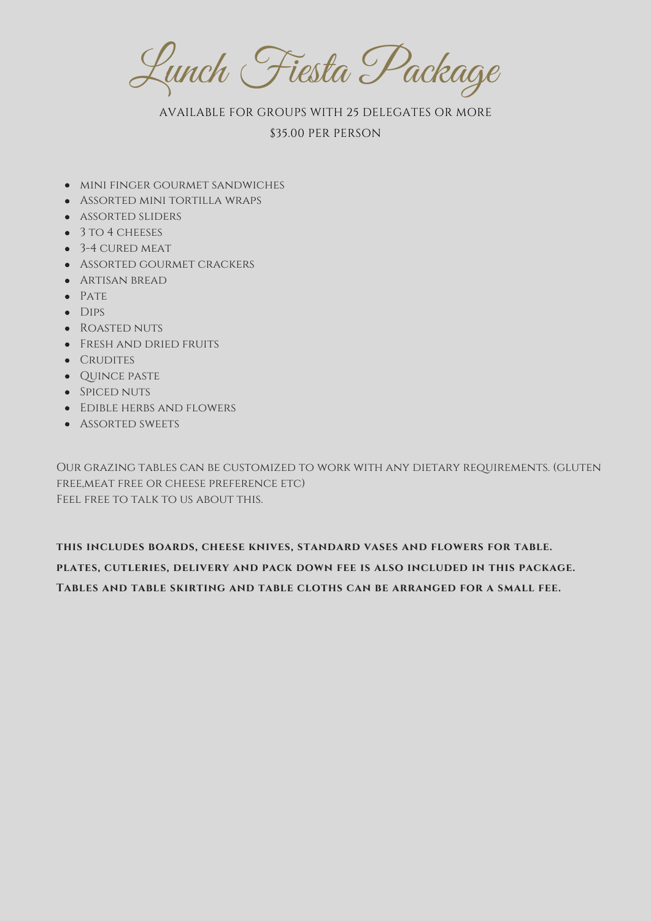# Lunch Fiesta Package

available for groups with 25 delegates or more

$35.00 per person

- mini finger gourmet sandwiches
- Assorted mini tortilla wraps
- assorted sliders
- 3 to 4 cheeses
- 3-4 cured meat
- Assorted gourmet crackers
- Artisan bread
- Pate
- Dips
- Roasted nuts
- Fresh and dried fruits
- Crudites
- Quince paste
- Spiced nuts
- Edible herbs and flowers
- Assorted sweets

Our grazing tables can be customized to work with any dietary requirements. (gluten free,meat free or cheese preference etc)
Feel free to talk to us about this.

**this includes boards, cheese knives, standard vases and flowers for table.**

**plates, cutleries, delivery and pack down fee is also included in this package.**

**Tables and table skirting and table cloths can be arranged for a small fee.**